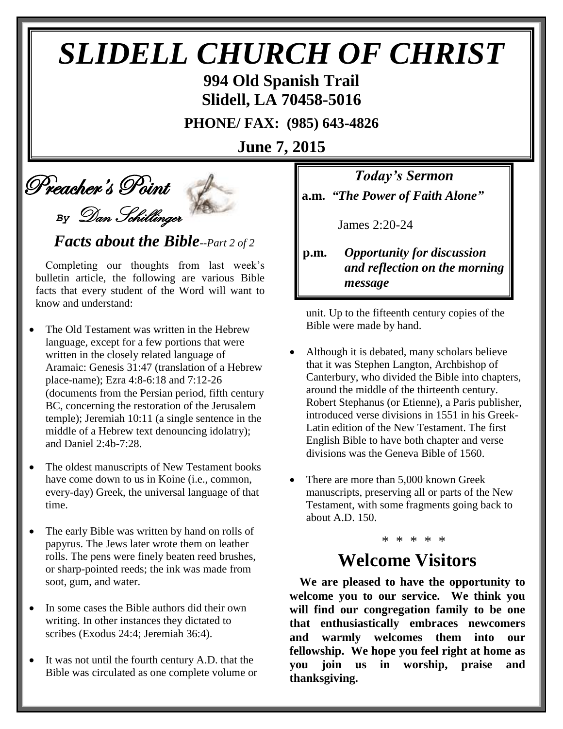# SLIDELL CHURCH OF CHRIST

**994 Old Spanish Trail**
**Slidell, LA 70458-5016**

**PHONE/ FAX: (985) 643-4826**

**June 7, 2015**

## Preacher's Point

*By Dan Schillinger*

### *Facts about the Bible--Part 2 of 2*

Completing our thoughts from last week's bulletin article, the following are various Bible facts that every student of the Word will want to know and understand:

- The Old Testament was written in the Hebrew language, except for a few portions that were written in the closely related language of Aramaic: Genesis 31:47 (translation of a Hebrew place-name); Ezra 4:8-6:18 and 7:12-26 (documents from the Persian period, fifth century BC, concerning the restoration of the Jerusalem temple); Jeremiah 10:11 (a single sentence in the middle of a Hebrew text denouncing idolatry); and Daniel 2:4b-7:28.

- The oldest manuscripts of New Testament books have come down to us in Koine (i.e., common, every-day) Greek, the universal language of that time.

- The early Bible was written by hand on rolls of papyrus. The Jews later wrote them on leather rolls. The pens were finely beaten reed brushes, or sharp-pointed reeds; the ink was made from soot, gum, and water.

- In some cases the Bible authors did their own writing. In other instances they dictated to scribes (Exodus 24:4; Jeremiah 36:4).

- It was not until the fourth century A.D. that the Bible was circulated as one complete volume or unit. Up to the fifteenth century copies of the Bible were made by hand.

- Although it is debated, many scholars believe that it was Stephen Langton, Archbishop of Canterbury, who divided the Bible into chapters, around the middle of the thirteenth century. Robert Stephanus (or Etienne), a Paris publisher, introduced verse divisions in 1551 in his Greek-Latin edition of the New Testament. The first English Bible to have both chapter and verse divisions was the Geneva Bible of 1560.

- There are more than 5,000 known Greek manuscripts, preserving all or parts of the New Testament, with some fragments going back to about A.D. 150.

\* \* \* \* \*

### *Today's Sermon*

**a.m.** ***"The Power of Faith Alone"***

James 2:20-24

**p.m.** ***Opportunity for discussion and reflection on the morning message***

## Welcome Visitors

**We are pleased to have the opportunity to welcome you to our service. We think you will find our congregation family to be one that enthusiastically embraces newcomers and warmly welcomes them into our fellowship. We hope you feel right at home as you join us in worship, praise and thanksgiving.**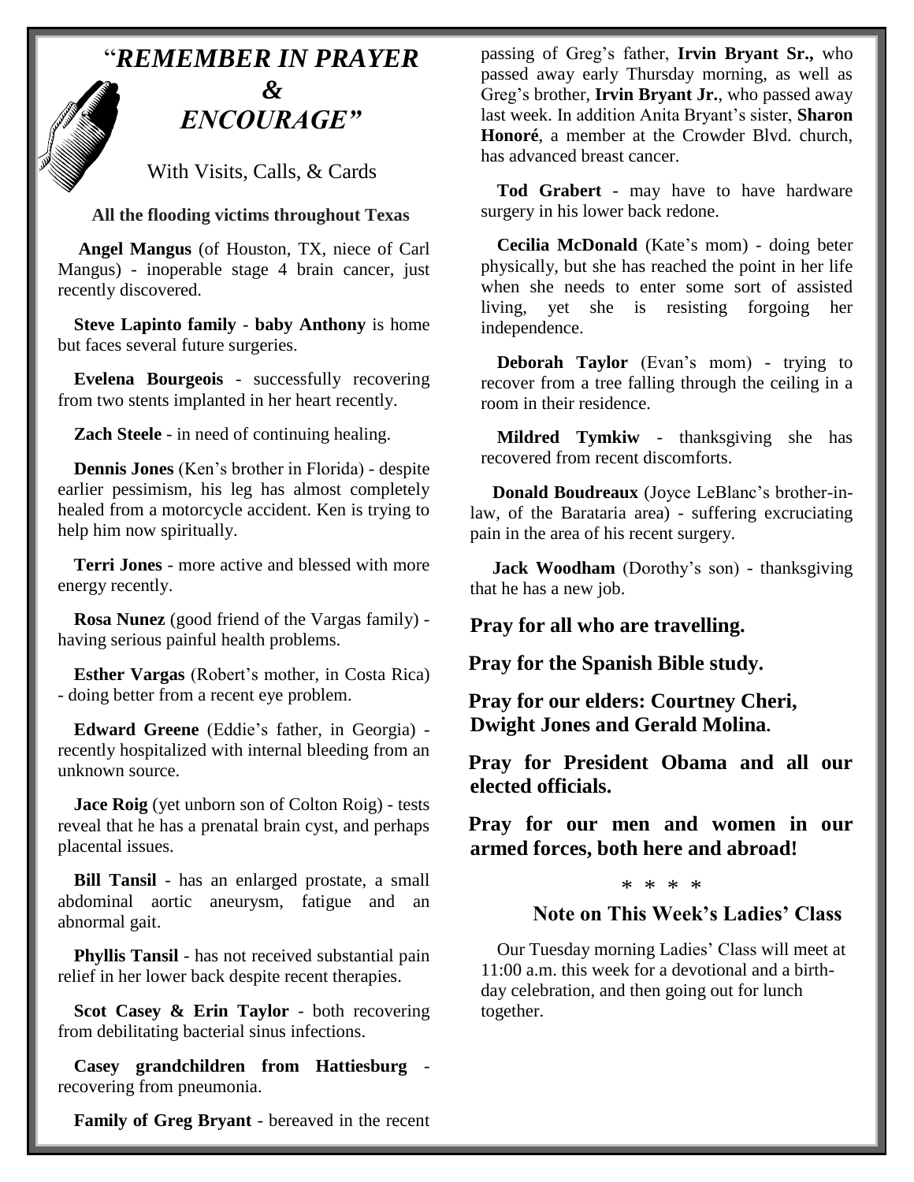# "*REMEMBER IN PRAYER & ENCOURAGE"*

With Visits, Calls, & Cards

**All the flooding victims throughout Texas**

**Angel Mangus** (of Houston, TX, niece of Carl Mangus) - inoperable stage 4 brain cancer, just recently discovered.

**Steve Lapinto family** - **baby Anthony** is home but faces several future surgeries.

**Evelena Bourgeois** - successfully recovering from two stents implanted in her heart recently.

**Zach Steele** - in need of continuing healing.

**Dennis Jones** (Ken's brother in Florida) - despite earlier pessimism, his leg has almost completely healed from a motorcycle accident. Ken is trying to help him now spiritually.

**Terri Jones** - more active and blessed with more energy recently.

**Rosa Nunez** (good friend of the Vargas family) - having serious painful health problems.

**Esther Vargas** (Robert's mother, in Costa Rica) - doing better from a recent eye problem.

**Edward Greene** (Eddie's father, in Georgia) - recently hospitalized with internal bleeding from an unknown source.

**Jace Roig** (yet unborn son of Colton Roig) - tests reveal that he has a prenatal brain cyst, and perhaps placental issues.

**Bill Tansil** - has an enlarged prostate, a small abdominal aortic aneurysm, fatigue and an abnormal gait.

**Phyllis Tansil** - has not received substantial pain relief in her lower back despite recent therapies.

**Scot Casey & Erin Taylor** - both recovering from debilitating bacterial sinus infections.

**Casey grandchildren from Hattiesburg** - recovering from pneumonia.

**Family of Greg Bryant** - bereaved in the recent passing of Greg's father, **Irvin Bryant Sr.,** who passed away early Thursday morning, as well as Greg's brother, **Irvin Bryant Jr.**, who passed away last week. In addition Anita Bryant's sister, **Sharon Honoré**, a member at the Crowder Blvd. church, has advanced breast cancer.

**Tod Grabert** - may have to have hardware surgery in his lower back redone.

**Cecilia McDonald** (Kate's mom) - doing beter physically, but she has reached the point in her life when she needs to enter some sort of assisted living, yet she is resisting forgoing her independence.

**Deborah Taylor** (Evan's mom) - trying to recover from a tree falling through the ceiling in a room in their residence.

**Mildred Tymkiw** - thanksgiving she has recovered from recent discomforts.

**Donald Boudreaux** (Joyce LeBlanc's brother-in-law, of the Barataria area) - suffering excruciating pain in the area of his recent surgery.

**Jack Woodham** (Dorothy's son) - thanksgiving that he has a new job.

**Pray for all who are travelling.**

**Pray for the Spanish Bible study.**

**Pray for our elders: Courtney Cheri, Dwight Jones and Gerald Molina.**

**Pray for President Obama and all our elected officials.**

**Pray for our men and women in our armed forces, both here and abroad!**

* * * *

## Note on This Week's Ladies' Class

Our Tuesday morning Ladies' Class will meet at 11:00 a.m. this week for a devotional and a birthday celebration, and then going out for lunch together.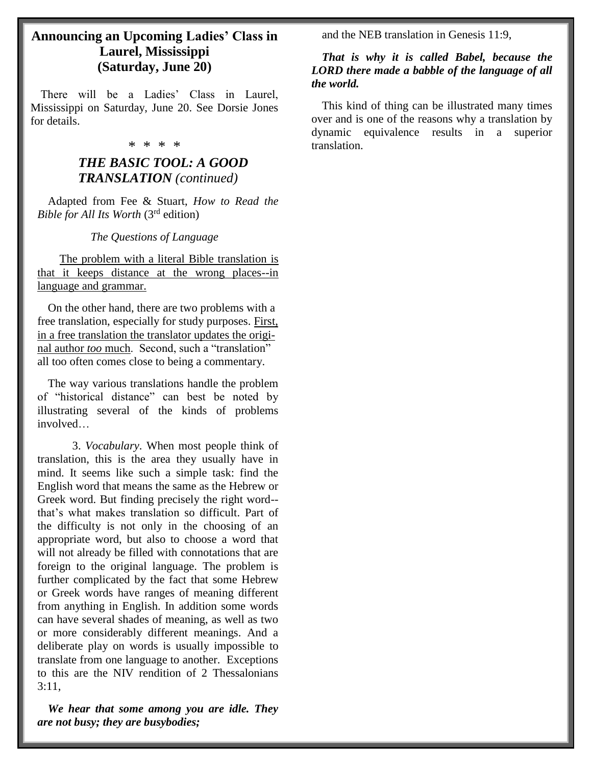## Announcing an Upcoming Ladies' Class in Laurel, Mississippi (Saturday, June 20)

There will be a Ladies' Class in Laurel, Mississippi on Saturday, June 20. See Dorsie Jones for details.

\* \* \* \*

### *THE BASIC TOOL: A GOOD TRANSLATION (continued)*

Adapted from Fee & Stuart, *How to Read the Bible for All Its Worth* (3rd edition)

*The Questions of Language*

The problem with a literal Bible translation is that it keeps distance at the wrong places--in language and grammar.

On the other hand, there are two problems with a free translation, especially for study purposes. First, in a free translation the translator updates the original author *too* much. Second, such a "translation" all too often comes close to being a commentary.

The way various translations handle the problem of "historical distance" can best be noted by illustrating several of the kinds of problems involved…

3. *Vocabulary*. When most people think of translation, this is the area they usually have in mind. It seems like such a simple task: find the English word that means the same as the Hebrew or Greek word. But finding precisely the right word--that's what makes translation so difficult. Part of the difficulty is not only in the choosing of an appropriate word, but also to choose a word that will not already be filled with connotations that are foreign to the original language. The problem is further complicated by the fact that some Hebrew or Greek words have ranges of meaning different from anything in English. In addition some words can have several shades of meaning, as well as two or more considerably different meanings. And a deliberate play on words is usually impossible to translate from one language to another. Exceptions to this are the NIV rendition of 2 Thessalonians 3:11,

***We hear that some among you are idle. They are not busy; they are busybodies;***

and the NEB translation in Genesis 11:9,

***That is why it is called Babel, because the LORD there made a babble of the language of all the world.***

This kind of thing can be illustrated many times over and is one of the reasons why a translation by dynamic equivalence results in a superior translation.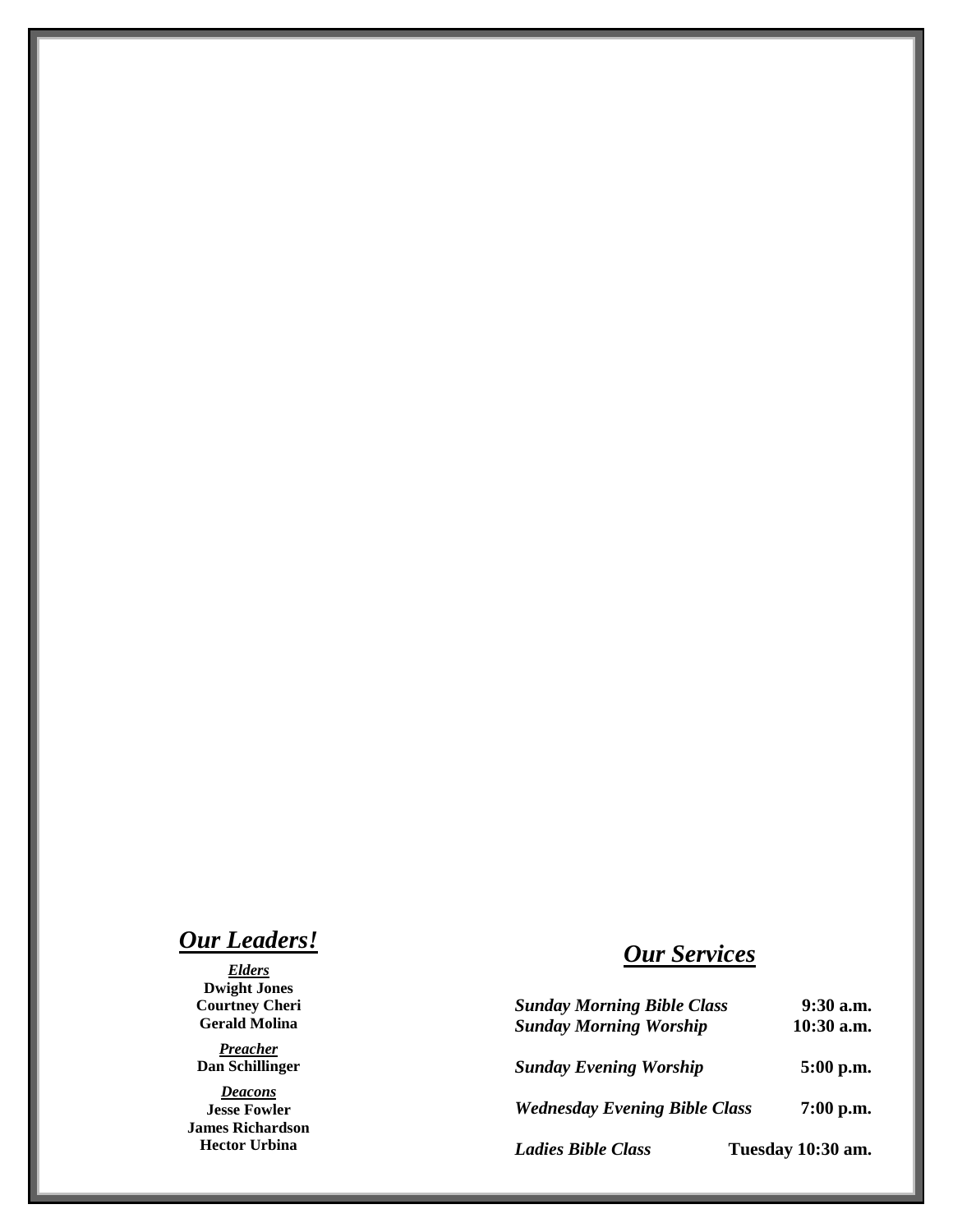## ***Our Leaders!***

***Elders***

**Dwight Jones**
**Courtney Cheri**
**Gerald Molina**

***Preacher***

**Dan Schillinger**

***Deacons***

**Jesse Fowler**
**James Richardson**
**Hector Urbina**

## ***Our Services***

| | |
|---|---|
| ***Sunday Morning Bible Class*** | **9:30 a.m.** |
| ***Sunday Morning Worship*** | **10:30 a.m.** |
| ***Sunday Evening Worship*** | **5:00 p.m.** |
| ***Wednesday Evening Bible Class*** | **7:00 p.m.** |
| ***Ladies Bible Class*** | **Tuesday 10:30 am.** |